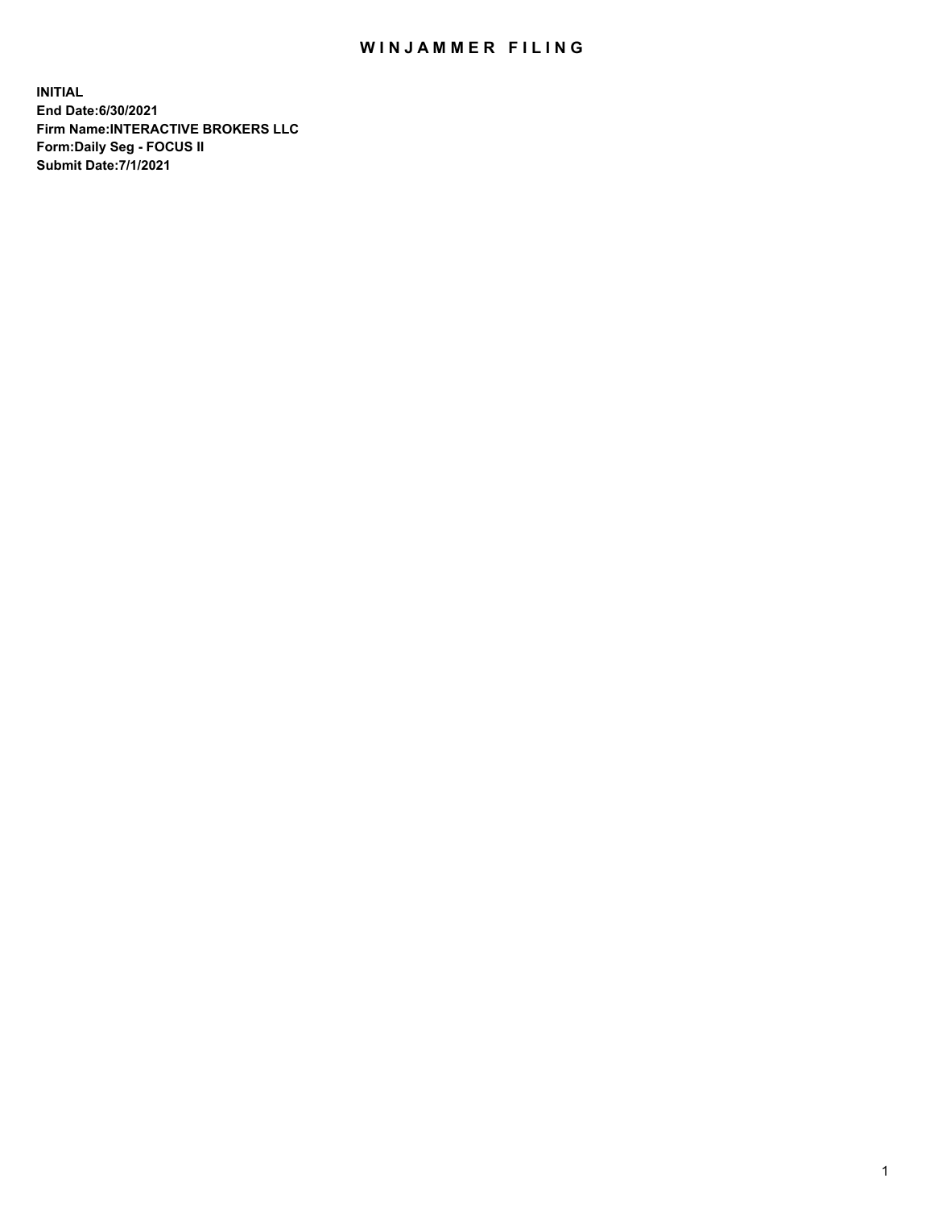# WINJAMMER FILING

**INITIAL**
**End Date:6/30/2021**
**Firm Name:INTERACTIVE BROKERS LLC**
**Form:Daily Seg - FOCUS II**
**Submit Date:7/1/2021**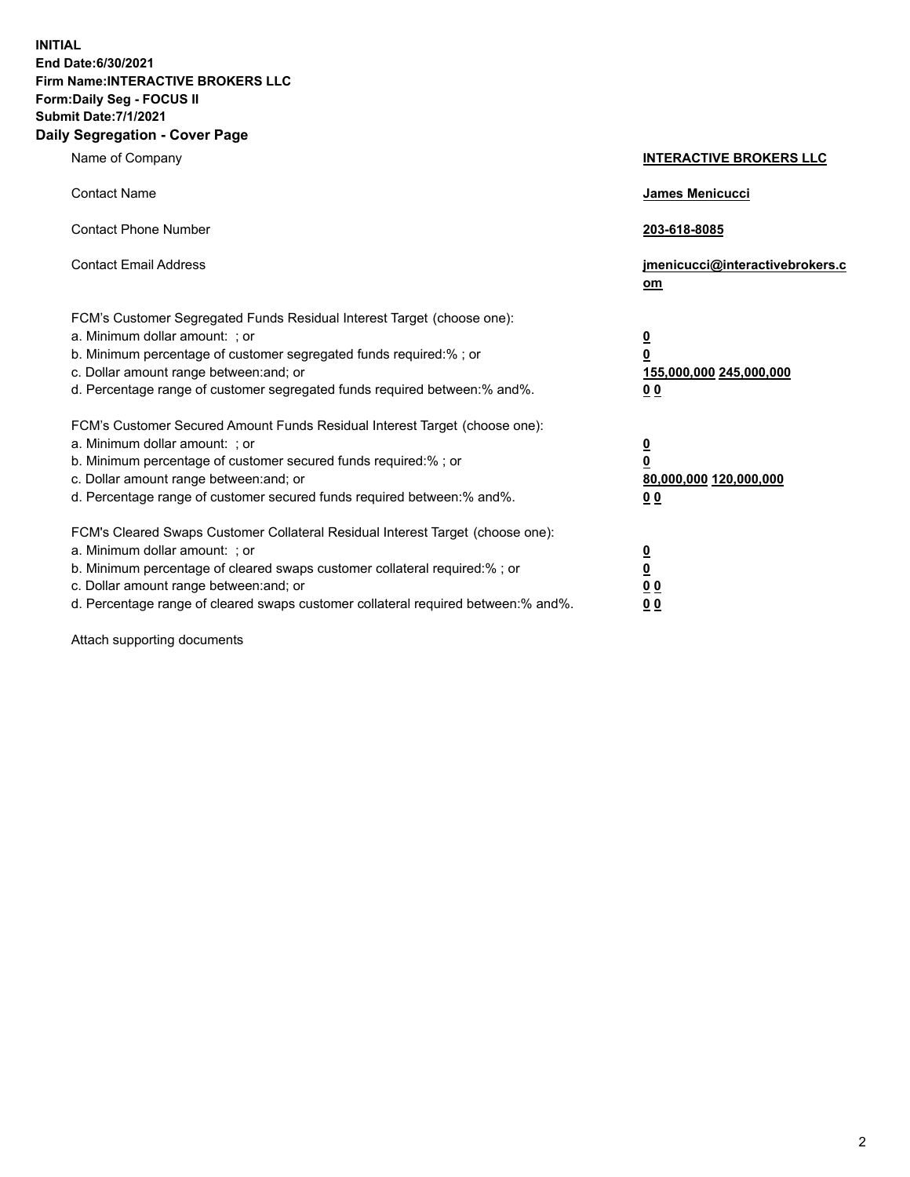**INITIAL**
**End Date:6/30/2021**
**Firm Name:INTERACTIVE BROKERS LLC**
**Form:Daily Seg - FOCUS II**
**Submit Date:7/1/2021**

## Daily Segregation - Cover Page

| | |
|---|---|
| Name of Company | **INTERACTIVE BROKERS LLC** |
| Contact Name | **James Menicucci** |
| Contact Phone Number | **203-618-8085** |
| Contact Email Address | **jmenicucci@interactivebrokers.com** |

FCM's Customer Segregated Funds Residual Interest Target (choose one):

| | |
|---|---|
| a. Minimum dollar amount: ; or | **0** |
| b. Minimum percentage of customer segregated funds required:% ; or | **0** |
| c. Dollar amount range between:and; or | **155,000,000 245,000,000** |
| d. Percentage range of customer segregated funds required between:% and%. | **0 0** |

FCM's Customer Secured Amount Funds Residual Interest Target (choose one):

| | |
|---|---|
| a. Minimum dollar amount: ; or | **0** |
| b. Minimum percentage of customer secured funds required:% ; or | **0** |
| c. Dollar amount range between:and; or | **80,000,000 120,000,000** |
| d. Percentage range of customer secured funds required between:% and%. | **0 0** |

FCM's Cleared Swaps Customer Collateral Residual Interest Target (choose one):

| | |
|---|---|
| a. Minimum dollar amount: ; or | **0** |
| b. Minimum percentage of cleared swaps customer collateral required:% ; or | **0** |
| c. Dollar amount range between:and; or | **0 0** |
| d. Percentage range of cleared swaps customer collateral required between:% and%. | **0 0** |

Attach supporting documents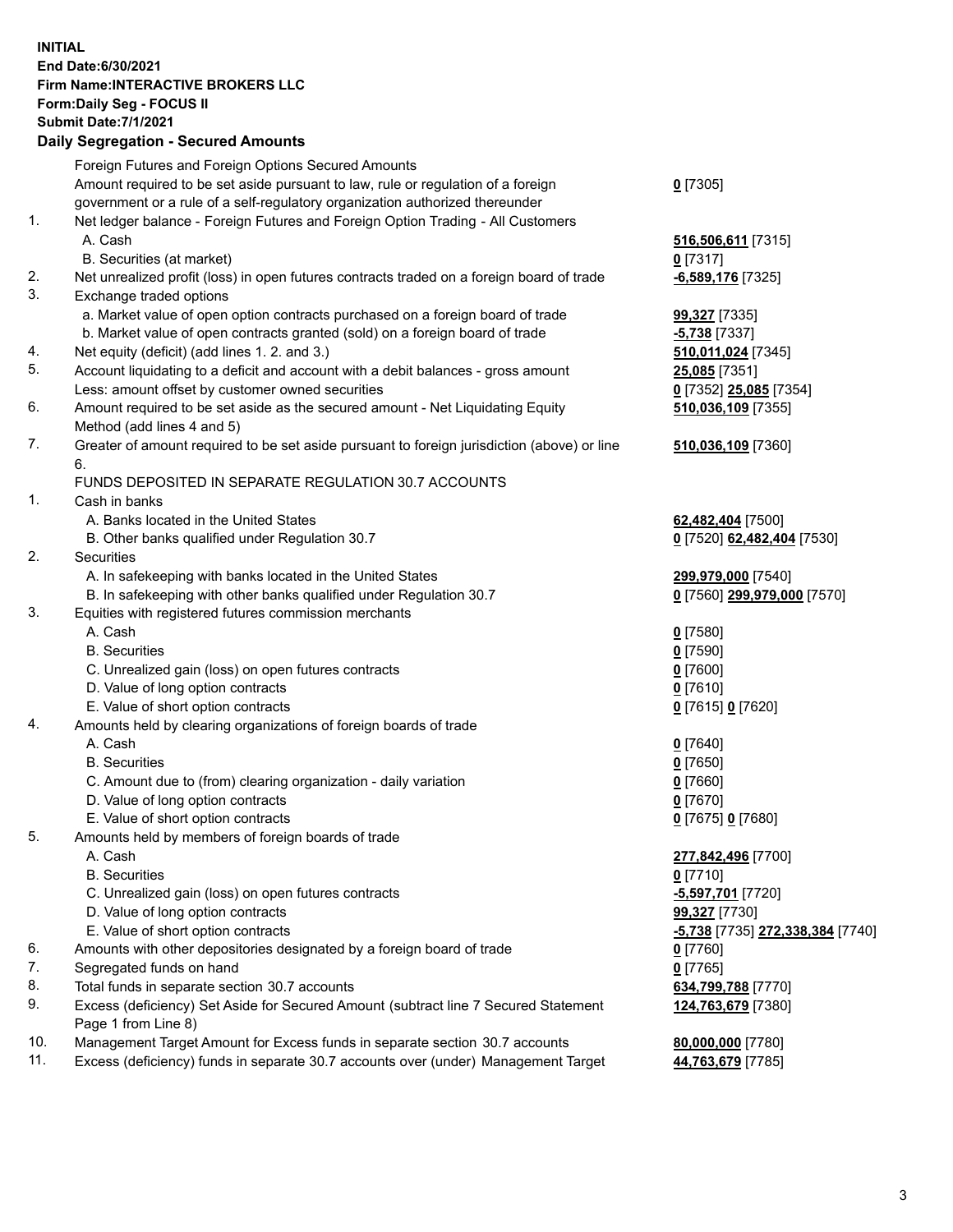**INITIAL**
**End Date:6/30/2021**
**Firm Name:INTERACTIVE BROKERS LLC**
**Form:Daily Seg - FOCUS II**
**Submit Date:7/1/2021**

### Daily Segregation - Secured Amounts

| | | |
|---|---|---|
| | Foreign Futures and Foreign Options Secured Amounts | |
| | Amount required to be set aside pursuant to law, rule or regulation of a foreign government or a rule of a self-regulatory organization authorized thereunder | **0** [7305] |
| 1. | Net ledger balance - Foreign Futures and Foreign Option Trading - All Customers | |
| | A. Cash | **516,506,611** [7315] |
| | B. Securities (at market) | **0** [7317] |
| 2. | Net unrealized profit (loss) in open futures contracts traded on a foreign board of trade | **-6,589,176** [7325] |
| 3. | Exchange traded options | |
| | a. Market value of open option contracts purchased on a foreign board of trade | **99,327** [7335] |
| | b. Market value of open contracts granted (sold) on a foreign board of trade | **-5,738** [7337] |
| 4. | Net equity (deficit) (add lines 1. 2. and 3.) | **510,011,024** [7345] |
| 5. | Account liquidating to a deficit and account with a debit balances - gross amount | **25,085** [7351] |
| | Less: amount offset by customer owned securities | **0** [7352] **25,085** [7354] |
| 6. | Amount required to be set aside as the secured amount - Net Liquidating Equity Method (add lines 4 and 5) | **510,036,109** [7355] |
| 7. | Greater of amount required to be set aside pursuant to foreign jurisdiction (above) or line 6. | **510,036,109** [7360] |
| | FUNDS DEPOSITED IN SEPARATE REGULATION 30.7 ACCOUNTS | |
| 1. | Cash in banks | |
| | A. Banks located in the United States | **62,482,404** [7500] |
| | B. Other banks qualified under Regulation 30.7 | **0** [7520] **62,482,404** [7530] |
| 2. | Securities | |
| | A. In safekeeping with banks located in the United States | **299,979,000** [7540] |
| | B. In safekeeping with other banks qualified under Regulation 30.7 | **0** [7560] **299,979,000** [7570] |
| 3. | Equities with registered futures commission merchants | |
| | A. Cash | **0** [7580] |
| | B. Securities | **0** [7590] |
| | C. Unrealized gain (loss) on open futures contracts | **0** [7600] |
| | D. Value of long option contracts | **0** [7610] |
| | E. Value of short option contracts | **0** [7615] **0** [7620] |
| 4. | Amounts held by clearing organizations of foreign boards of trade | |
| | A. Cash | **0** [7640] |
| | B. Securities | **0** [7650] |
| | C. Amount due to (from) clearing organization - daily variation | **0** [7660] |
| | D. Value of long option contracts | **0** [7670] |
| | E. Value of short option contracts | **0** [7675] **0** [7680] |
| 5. | Amounts held by members of foreign boards of trade | |
| | A. Cash | **277,842,496** [7700] |
| | B. Securities | **0** [7710] |
| | C. Unrealized gain (loss) on open futures contracts | **-5,597,701** [7720] |
| | D. Value of long option contracts | **99,327** [7730] |
| | E. Value of short option contracts | **-5,738** [7735] **272,338,384** [7740] |
| 6. | Amounts with other depositories designated by a foreign board of trade | **0** [7760] |
| 7. | Segregated funds on hand | **0** [7765] |
| 8. | Total funds in separate section 30.7 accounts | **634,799,788** [7770] |
| 9. | Excess (deficiency) Set Aside for Secured Amount (subtract line 7 Secured Statement Page 1 from Line 8) | **124,763,679** [7380] |
| 10. | Management Target Amount for Excess funds in separate section 30.7 accounts | **80,000,000** [7780] |
| 11. | Excess (deficiency) funds in separate 30.7 accounts over (under) Management Target | **44,763,679** [7785] |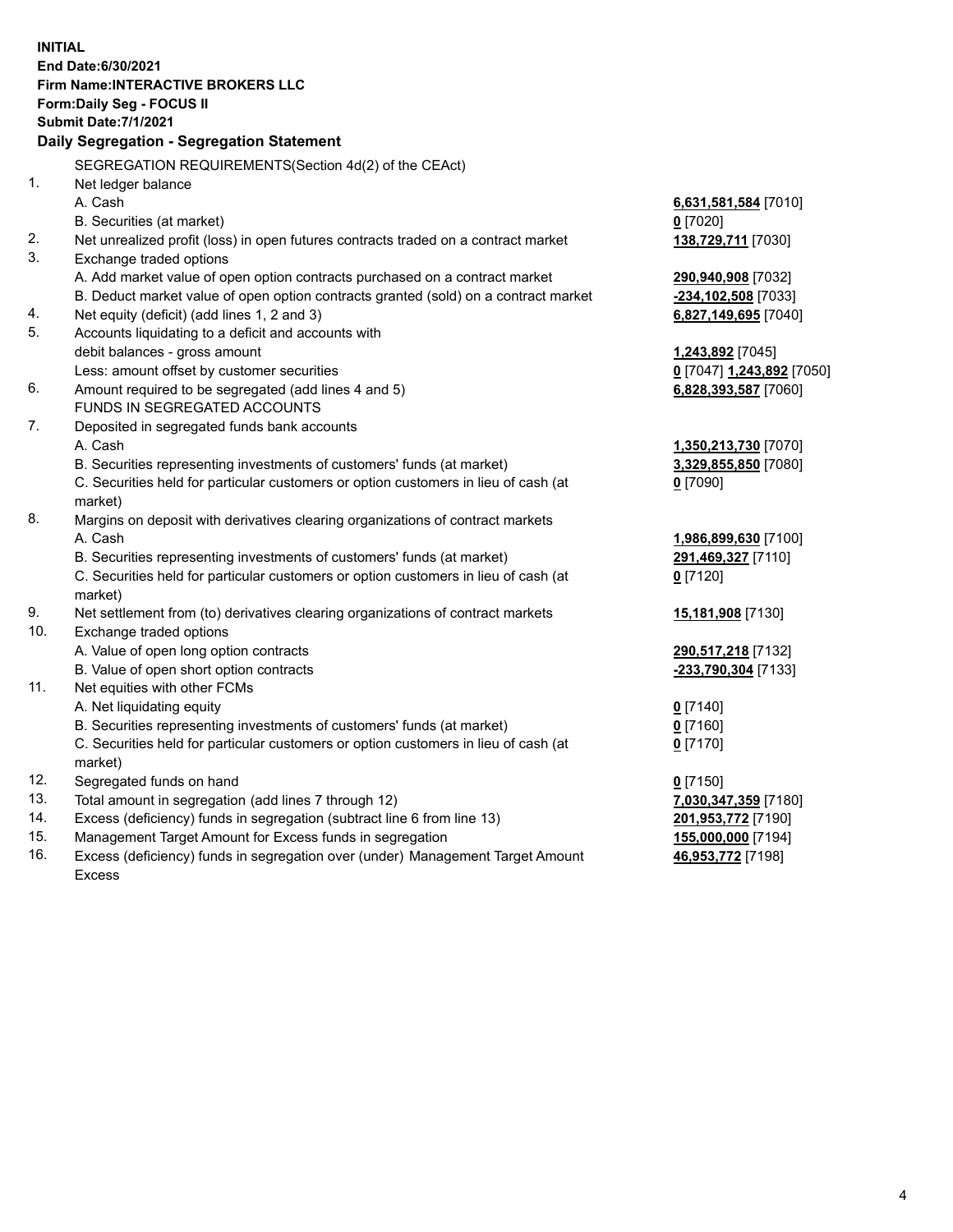**INITIAL**
**End Date:6/30/2021**
**Firm Name:INTERACTIVE BROKERS LLC**
**Form:Daily Seg - FOCUS II**
**Submit Date:7/1/2021**

## Daily Segregation - Segregation Statement

| | SEGREGATION REQUIREMENTS(Section 4d(2) of the CEAct) | |
|---|---|---|
| 1. | Net ledger balance | |
| | A. Cash | **6,631,581,584** [7010] |
| | B. Securities (at market) | **0** [7020] |
| 2. | Net unrealized profit (loss) in open futures contracts traded on a contract market | **138,729,711** [7030] |
| 3. | Exchange traded options | |
| | A. Add market value of open option contracts purchased on a contract market | **290,940,908** [7032] |
| | B. Deduct market value of open option contracts granted (sold) on a contract market | **-234,102,508** [7033] |
| 4. | Net equity (deficit) (add lines 1, 2 and 3) | **6,827,149,695** [7040] |
| 5. | Accounts liquidating to a deficit and accounts with debit balances - gross amount | **1,243,892** [7045] |
| | Less: amount offset by customer securities | **0** [7047] **1,243,892** [7050] |
| 6. | Amount required to be segregated (add lines 4 and 5) | **6,828,393,587** [7060] |
| | FUNDS IN SEGREGATED ACCOUNTS | |
| 7. | Deposited in segregated funds bank accounts | |
| | A. Cash | **1,350,213,730** [7070] |
| | B. Securities representing investments of customers' funds (at market) | **3,329,855,850** [7080] |
| | C. Securities held for particular customers or option customers in lieu of cash (at market) | **0** [7090] |
| 8. | Margins on deposit with derivatives clearing organizations of contract markets | |
| | A. Cash | **1,986,899,630** [7100] |
| | B. Securities representing investments of customers' funds (at market) | **291,469,327** [7110] |
| | C. Securities held for particular customers or option customers in lieu of cash (at market) | **0** [7120] |
| 9. | Net settlement from (to) derivatives clearing organizations of contract markets | **15,181,908** [7130] |
| 10. | Exchange traded options | |
| | A. Value of open long option contracts | **290,517,218** [7132] |
| | B. Value of open short option contracts | **-233,790,304** [7133] |
| 11. | Net equities with other FCMs | |
| | A. Net liquidating equity | **0** [7140] |
| | B. Securities representing investments of customers' funds (at market) | **0** [7160] |
| | C. Securities held for particular customers or option customers in lieu of cash (at market) | **0** [7170] |
| 12. | Segregated funds on hand | **0** [7150] |
| 13. | Total amount in segregation (add lines 7 through 12) | **7,030,347,359** [7180] |
| 14. | Excess (deficiency) funds in segregation (subtract line 6 from line 13) | **201,953,772** [7190] |
| 15. | Management Target Amount for Excess funds in segregation | **155,000,000** [7194] |
| 16. | Excess (deficiency) funds in segregation over (under) Management Target Amount Excess | **46,953,772** [7198] |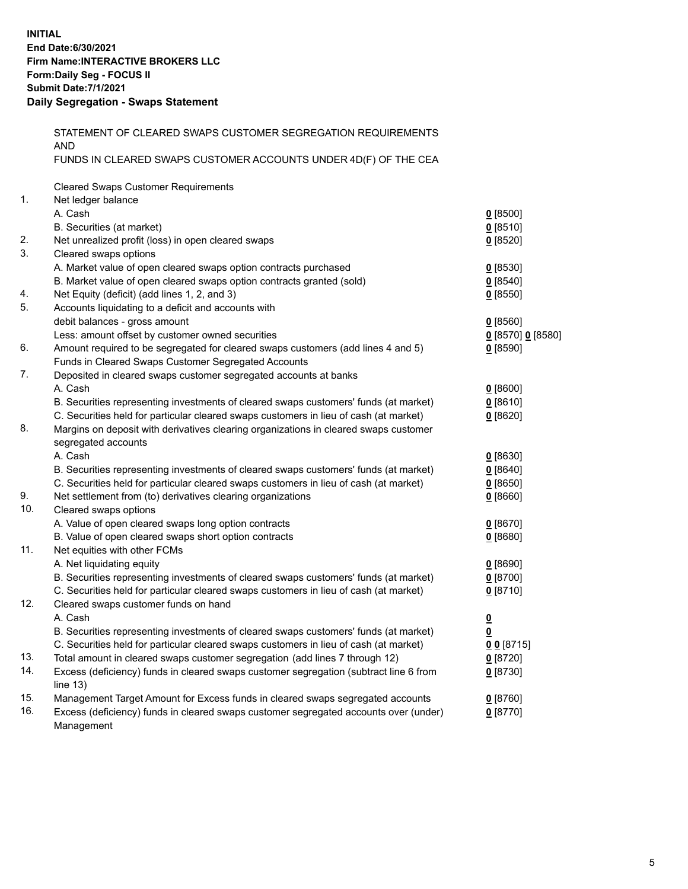**INITIAL**
**End Date:6/30/2021**
**Firm Name:INTERACTIVE BROKERS LLC**
**Form:Daily Seg - FOCUS II**
**Submit Date:7/1/2021**
**Daily Segregation - Swaps Statement**

STATEMENT OF CLEARED SWAPS CUSTOMER SEGREGATION REQUIREMENTS AND
FUNDS IN CLEARED SWAPS CUSTOMER ACCOUNTS UNDER 4D(F) OF THE CEA

| | | |
|---|---|---|
| | Cleared Swaps Customer Requirements | |
| 1. | Net ledger balance | |
| | A. Cash | 0 [8500] |
| | B. Securities (at market) | 0 [8510] |
| 2. | Net unrealized profit (loss) in open cleared swaps | 0 [8520] |
| 3. | Cleared swaps options | |
| | A. Market value of open cleared swaps option contracts purchased | 0 [8530] |
| | B. Market value of open cleared swaps option contracts granted (sold) | 0 [8540] |
| 4. | Net Equity (deficit) (add lines 1, 2, and 3) | 0 [8550] |
| 5. | Accounts liquidating to a deficit and accounts with | |
| | debit balances - gross amount | 0 [8560] |
| | Less: amount offset by customer owned securities | 0 [8570] 0 [8580] |
| 6. | Amount required to be segregated for cleared swaps customers (add lines 4 and 5) | 0 [8590] |
| | Funds in Cleared Swaps Customer Segregated Accounts | |
| 7. | Deposited in cleared swaps customer segregated accounts at banks | |
| | A. Cash | 0 [8600] |
| | B. Securities representing investments of cleared swaps customers' funds (at market) | 0 [8610] |
| | C. Securities held for particular cleared swaps customers in lieu of cash (at market) | 0 [8620] |
| 8. | Margins on deposit with derivatives clearing organizations in cleared swaps customer segregated accounts | |
| | A. Cash | 0 [8630] |
| | B. Securities representing investments of cleared swaps customers' funds (at market) | 0 [8640] |
| | C. Securities held for particular cleared swaps customers in lieu of cash (at market) | 0 [8650] |
| 9. | Net settlement from (to) derivatives clearing organizations | 0 [8660] |
| 10. | Cleared swaps options | |
| | A. Value of open cleared swaps long option contracts | 0 [8670] |
| | B. Value of open cleared swaps short option contracts | 0 [8680] |
| 11. | Net equities with other FCMs | |
| | A. Net liquidating equity | 0 [8690] |
| | B. Securities representing investments of cleared swaps customers' funds (at market) | 0 [8700] |
| | C. Securities held for particular cleared swaps customers in lieu of cash (at market) | 0 [8710] |
| 12. | Cleared swaps customer funds on hand | |
| | A. Cash | 0 |
| | B. Securities representing investments of cleared swaps customers' funds (at market) | 0 |
| | C. Securities held for particular cleared swaps customers in lieu of cash (at market) | 0 0 [8715] |
| 13. | Total amount in cleared swaps customer segregation (add lines 7 through 12) | 0 [8720] |
| 14. | Excess (deficiency) funds in cleared swaps customer segregation (subtract line 6 from line 13) | 0 [8730] |
| 15. | Management Target Amount for Excess funds in cleared swaps segregated accounts | 0 [8760] |
| 16. | Excess (deficiency) funds in cleared swaps customer segregated accounts over (under) Management | 0 [8770] |